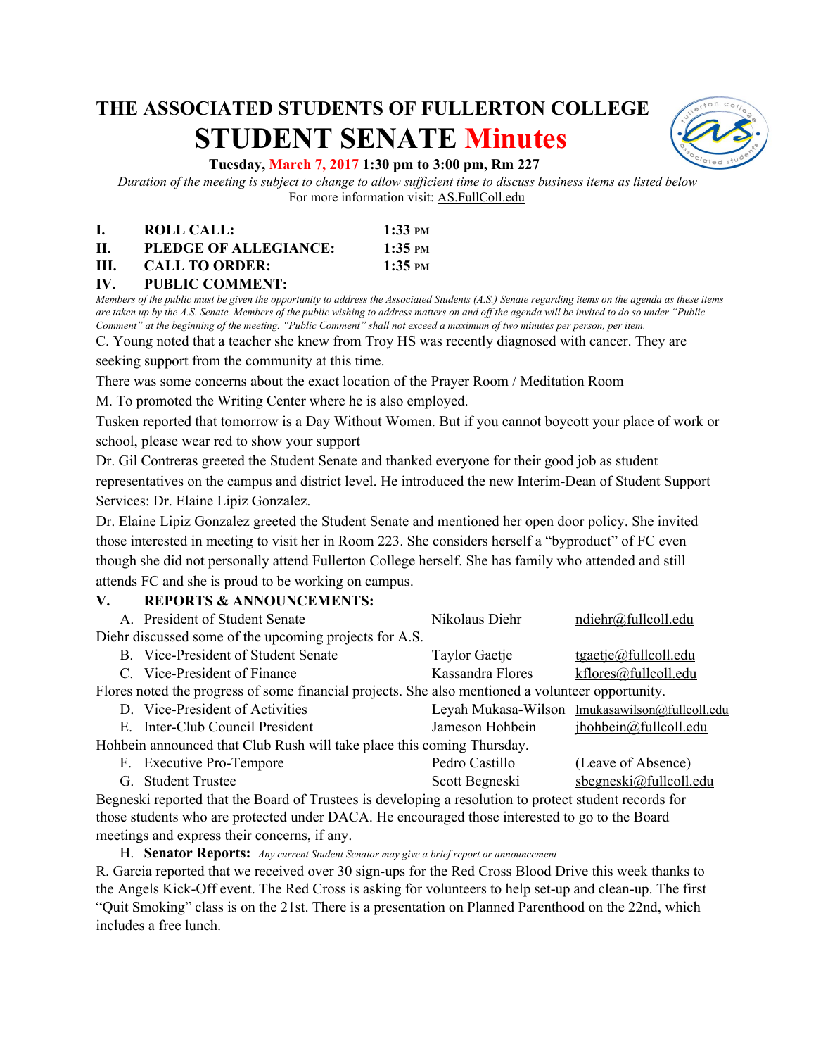# THE ASSOCIATED STUDENTS OF FULLERTON COLLEGE

# STUDENT SENATE Minutes

**Tuesday, March 7, 2017 1:30 pm to 3:00 pm, Rm 227**

*Duration of the meeting is subject to change to allow sufficient time to discuss business items as listed below*

For more information visit: AS.FullColl.edu

**I. ROLL CALL:** **1:33 PM**

**II. PLEDGE OF ALLEGIANCE:** **1:35 PM**

**III. CALL TO ORDER:** **1:35 PM**

**IV. PUBLIC COMMENT:**

*Members of the public must be given the opportunity to address the Associated Students (A.S.) Senate regarding items on the agenda as these items are taken up by the A.S. Senate. Members of the public wishing to address matters on and off the agenda will be invited to do so under "Public Comment" at the beginning of the meeting. "Public Comment" shall not exceed a maximum of two minutes per person, per item.*

C. Young noted that a teacher she knew from Troy HS was recently diagnosed with cancer. They are seeking support from the community at this time.

There was some concerns about the exact location of the Prayer Room / Meditation Room

M. To promoted the Writing Center where he is also employed.

Tusken reported that tomorrow is a Day Without Women. But if you cannot boycott your place of work or school, please wear red to show your support

Dr. Gil Contreras greeted the Student Senate and thanked everyone for their good job as student representatives on the campus and district level. He introduced the new Interim-Dean of Student Support Services: Dr. Elaine Lipiz Gonzalez.

Dr. Elaine Lipiz Gonzalez greeted the Student Senate and mentioned her open door policy. She invited those interested in meeting to visit her in Room 223. She considers herself a "byproduct" of FC even though she did not personally attend Fullerton College herself. She has family who attended and still attends FC and she is proud to be working on campus.

**V. REPORTS & ANNOUNCEMENTS:**

A. President of Student Senate — Nikolaus Diehr — ndiehr@fullcoll.edu

Diehr discussed some of the upcoming projects for A.S.

B. Vice-President of Student Senate — Taylor Gaetje — tgaetje@fullcoll.edu

C. Vice-President of Finance — Kassandra Flores — kflores@fullcoll.edu

Flores noted the progress of some financial projects. She also mentioned a volunteer opportunity.

D. Vice-President of Activities — Leyah Mukasa-Wilson — lmukasawilson@fullcoll.edu

E. Inter-Club Council President — Jameson Hohbein — jhohbein@fullcoll.edu

Hohbein announced that Club Rush will take place this coming Thursday.

F. Executive Pro-Tempore — Pedro Castillo — (Leave of Absence)

G. Student Trustee — Scott Begneski — sbegneski@fullcoll.edu

Begneski reported that the Board of Trustees is developing a resolution to protect student records for those students who are protected under DACA. He encouraged those interested to go to the Board meetings and express their concerns, if any.

H. **Senator Reports:** *Any current Student Senator may give a brief report or announcement*

R. Garcia reported that we received over 30 sign-ups for the Red Cross Blood Drive this week thanks to the Angels Kick-Off event. The Red Cross is asking for volunteers to help set-up and clean-up. The first "Quit Smoking" class is on the 21st. There is a presentation on Planned Parenthood on the 22nd, which includes a free lunch.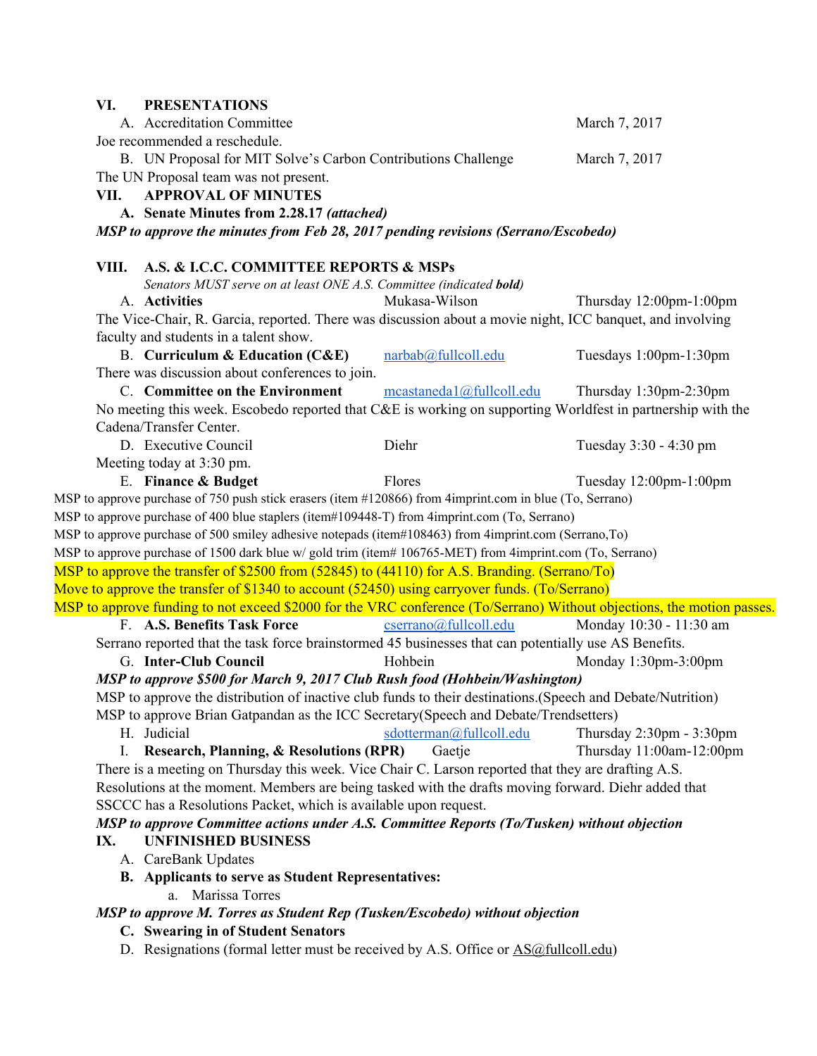## VI. PRESENTATIONS

A. Accreditation Committee — March 7, 2017

Joe recommended a reschedule.

B. UN Proposal for MIT Solve's Carbon Contributions Challenge — March 7, 2017

The UN Proposal team was not present.

## VII. APPROVAL OF MINUTES

**A. Senate Minutes from 2.28.17 *(attached)***

***MSP to approve the minutes from Feb 28, 2017 pending revisions (Serrano/Escobedo)***

## VIII. A.S. & I.C.C. COMMITTEE REPORTS & MSPs

*Senators MUST serve on at least ONE A.S. Committee (indicated **bold**)*

A. **Activities** — Mukasa-Wilson — Thursday 12:00pm-1:00pm

The Vice-Chair, R. Garcia, reported. There was discussion about a movie night, ICC banquet, and involving faculty and students in a talent show.

B. **Curriculum & Education (C&E)** — narbab@fullcoll.edu — Tuesdays 1:00pm-1:30pm

There was discussion about conferences to join.

C. **Committee on the Environment** — mcastaneda1@fullcoll.edu — Thursday 1:30pm-2:30pm

No meeting this week. Escobedo reported that C&E is working on supporting Worldfest in partnership with the Cadena/Transfer Center.

D. Executive Council — Diehr — Tuesday 3:30 - 4:30 pm

Meeting today at 3:30 pm.

E. **Finance & Budget** — Flores — Tuesday 12:00pm-1:00pm

MSP to approve purchase of 750 push stick erasers (item #120866) from 4imprint.com in blue (To, Serrano)

MSP to approve purchase of 400 blue staplers (item#109448-T) from 4imprint.com (To, Serrano)

MSP to approve purchase of 500 smiley adhesive notepads (item#108463) from 4imprint.com (Serrano,To)

MSP to approve purchase of 1500 dark blue w/ gold trim (item# 106765-MET) from 4imprint.com (To, Serrano)

MSP to approve the transfer of $2500 from (52845) to (44110) for A.S. Branding. (Serrano/To)

Move to approve the transfer of $1340 to account (52450) using carryover funds. (To/Serrano)

MSP to approve funding to not exceed $2000 for the VRC conference (To/Serrano) Without objections, the motion passes.

F. **A.S. Benefits Task Force** — cserrano@fullcoll.edu — Monday 10:30 - 11:30 am

Serrano reported that the task force brainstormed 45 businesses that can potentially use AS Benefits.

G. **Inter-Club Council** — Hohbein — Monday 1:30pm-3:00pm

***MSP to approve $500 for March 9, 2017 Club Rush food (Hohbein/Washington)***

MSP to approve the distribution of inactive club funds to their destinations.(Speech and Debate/Nutrition)

MSP to approve Brian Gatpandan as the ICC Secretary(Speech and Debate/Trendsetters)

H. Judicial — sdotterman@fullcoll.edu — Thursday 2:30pm - 3:30pm

I. **Research, Planning, & Resolutions (RPR)** — Gaetje — Thursday 11:00am-12:00pm

There is a meeting on Thursday this week. Vice Chair C. Larson reported that they are drafting A.S. Resolutions at the moment. Members are being tasked with the drafts moving forward. Diehr added that SSCCC has a Resolutions Packet, which is available upon request.

***MSP to approve Committee actions under A.S. Committee Reports (To/Tusken) without objection***

## IX. UNFINISHED BUSINESS

A. CareBank Updates

**B. Applicants to serve as Student Representatives:**

a. Marissa Torres

***MSP to approve M. Torres as Student Rep (Tusken/Escobedo) without objection***

**C. Swearing in of Student Senators**

D. Resignations (formal letter must be received by A.S. Office or AS@fullcoll.edu)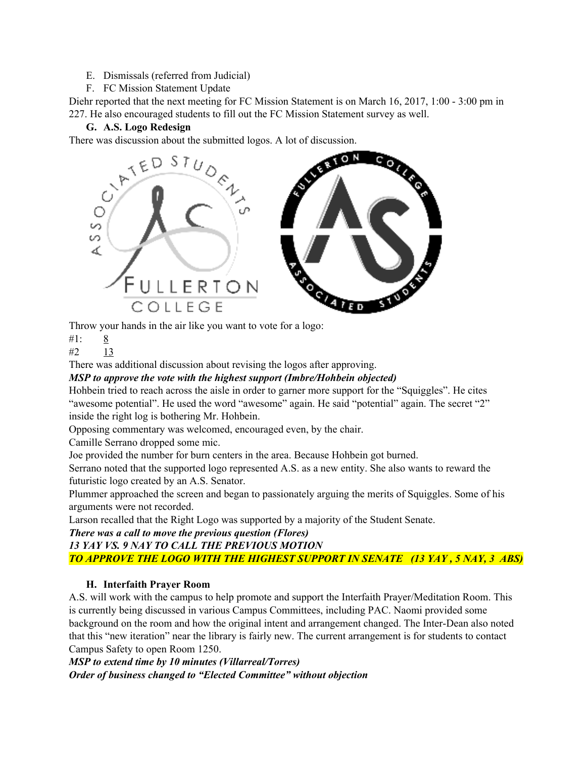E. Dismissals (referred from Judicial)

F. FC Mission Statement Update

Diehr reported that the next meeting for FC Mission Statement is on March 16, 2017, 1:00 - 3:00 pm in 227. He also encouraged students to fill out the FC Mission Statement survey as well.

**G. A.S. Logo Redesign**

There was discussion about the submitted logos. A lot of discussion.

Throw your hands in the air like you want to vote for a logo:

#1: 8

#2 13

There was additional discussion about revising the logos after approving.

***MSP to approve the vote with the highest support (Imbre/Hohbein objected)***

Hohbein tried to reach across the aisle in order to garner more support for the "Squiggles". He cites "awesome potential". He used the word "awesome" again. He said "potential" again. The secret "2" inside the right log is bothering Mr. Hohbein.

Opposing commentary was welcomed, encouraged even, by the chair.

Camille Serrano dropped some mic.

Joe provided the number for burn centers in the area. Because Hohbein got burned.

Serrano noted that the supported logo represented A.S. as a new entity. She also wants to reward the futuristic logo created by an A.S. Senator.

Plummer approached the screen and began to passionately arguing the merits of Squiggles. Some of his arguments were not recorded.

Larson recalled that the Right Logo was supported by a majority of the Student Senate.

***There was a call to move the previous question (Flores)***

***13 YAY VS. 9 NAY TO CALL THE PREVIOUS MOTION***

***TO APPROVE THE LOGO WITH THE HIGHEST SUPPORT IN SENATE (13 YAY , 5 NAY, 3 ABS)***

**H. Interfaith Prayer Room**

A.S. will work with the campus to help promote and support the Interfaith Prayer/Meditation Room. This is currently being discussed in various Campus Committees, including PAC. Naomi provided some background on the room and how the original intent and arrangement changed. The Inter-Dean also noted that this "new iteration" near the library is fairly new. The current arrangement is for students to contact Campus Safety to open Room 1250.

***MSP to extend time by 10 minutes (Villarreal/Torres)***

***Order of business changed to "Elected Committee" without objection***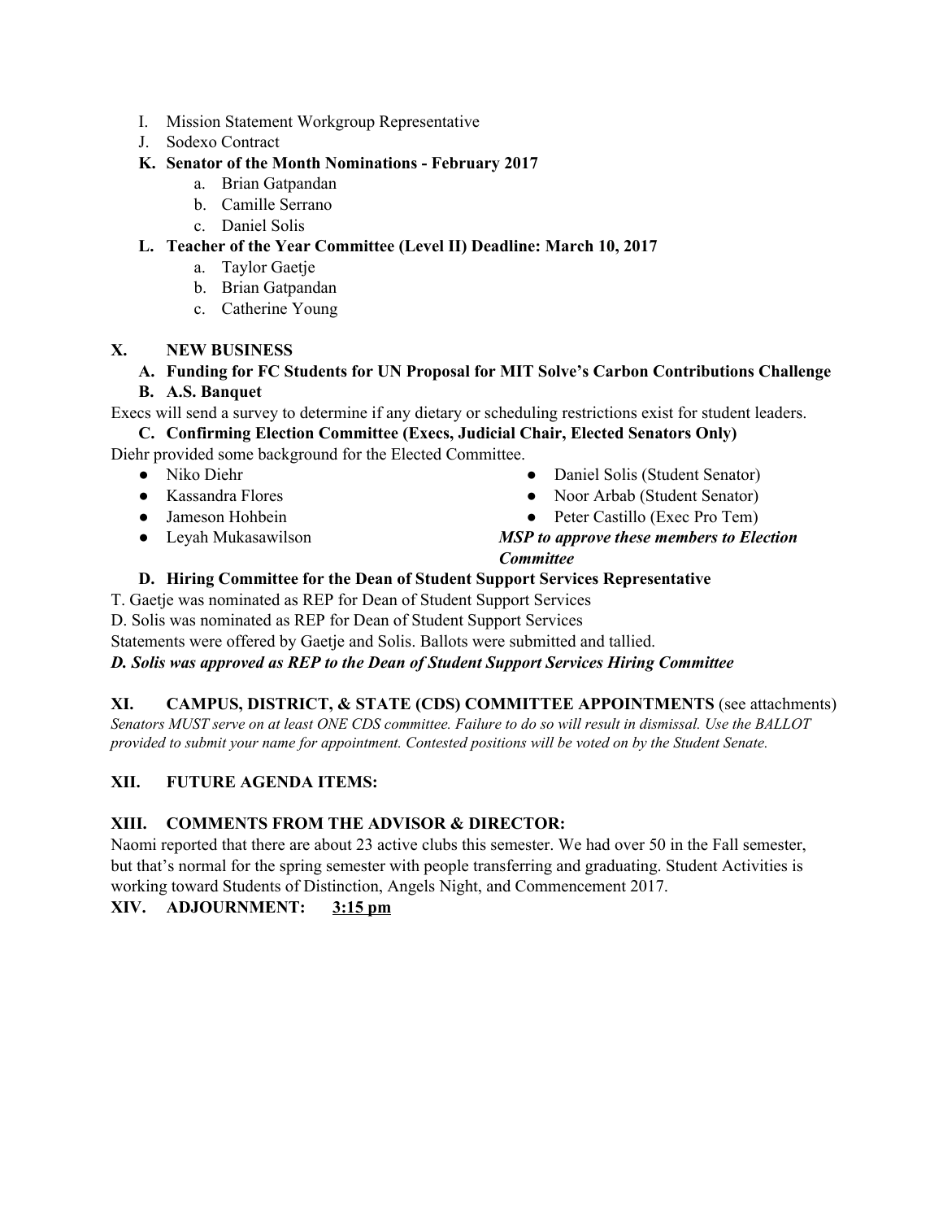I. Mission Statement Workgroup Representative

J. Sodexo Contract

**K. Senator of the Month Nominations - February 2017**

a. Brian Gatpandan
b. Camille Serrano
c. Daniel Solis

**L. Teacher of the Year Committee (Level II) Deadline: March 10, 2017**

a. Taylor Gaetje
b. Brian Gatpandan
c. Catherine Young

## X. NEW BUSINESS

**A. Funding for FC Students for UN Proposal for MIT Solve's Carbon Contributions Challenge**

**B. A.S. Banquet**

Execs will send a survey to determine if any dietary or scheduling restrictions exist for student leaders.

**C. Confirming Election Committee (Execs, Judicial Chair, Elected Senators Only)**

Diehr provided some background for the Elected Committee.

- Niko Diehr
- Kassandra Flores
- Jameson Hohbein
- Leyah Mukasawilson
- Daniel Solis (Student Senator)
- Noor Arbab (Student Senator)
- Peter Castillo (Exec Pro Tem)

***MSP to approve these members to Election Committee***

**D. Hiring Committee for the Dean of Student Support Services Representative**

T. Gaetje was nominated as REP for Dean of Student Support Services

D. Solis was nominated as REP for Dean of Student Support Services

Statements were offered by Gaetje and Solis. Ballots were submitted and tallied.

***D. Solis was approved as REP to the Dean of Student Support Services Hiring Committee***

## XI. CAMPUS, DISTRICT, & STATE (CDS) COMMITTEE APPOINTMENTS (see attachments)

*Senators MUST serve on at least ONE CDS committee. Failure to do so will result in dismissal. Use the BALLOT provided to submit your name for appointment. Contested positions will be voted on by the Student Senate.*

## XII. FUTURE AGENDA ITEMS:

## XIII. COMMENTS FROM THE ADVISOR & DIRECTOR:

Naomi reported that there are about 23 active clubs this semester. We had over 50 in the Fall semester, but that's normal for the spring semester with people transferring and graduating. Student Activities is working toward Students of Distinction, Angels Night, and Commencement 2017.

## XIV. ADJOURNMENT: 3:15 pm